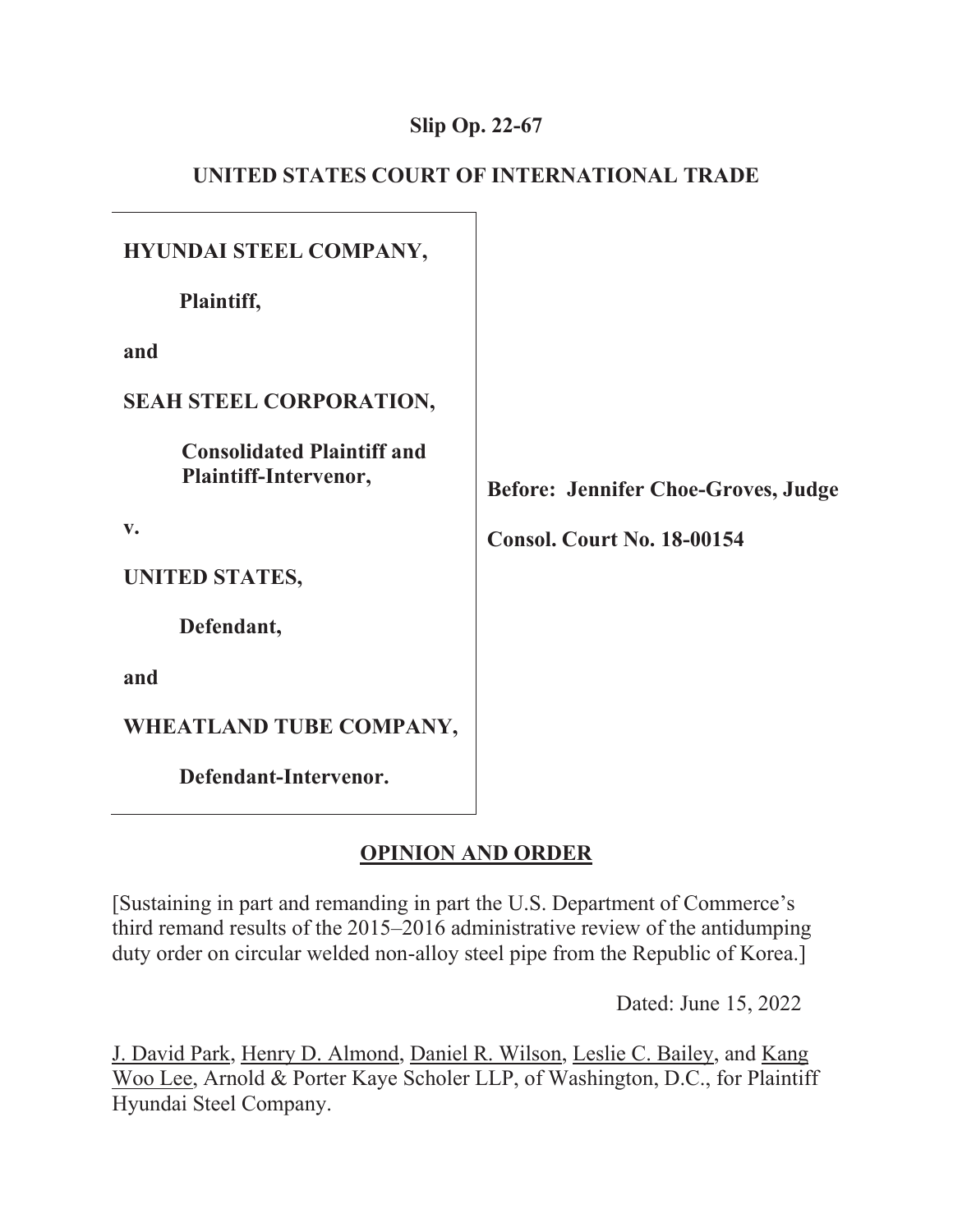**Slip Op. 22-67**

**UNITED STATES COURT OF INTERNATIONAL TRADE**

**HYUNDAI STEEL COMPANY,**

**Plaintiff,**

**and**

**SEAH STEEL CORPORATION,**

**Consolidated Plaintiff and Plaintiff-Intervenor,**

**v.**

**UNITED STATES,**

**Defendant,**

**and**

**WHEATLAND TUBE COMPANY,**

**Defendant-Intervenor.**

**Before: Jennifer Choe-Groves, Judge**

**Consol. Court No. 18-00154**

## OPINION AND ORDER

[Sustaining in part and remanding in part the U.S. Department of Commerce's third remand results of the 2015–2016 administrative review of the antidumping duty order on circular welded non-alloy steel pipe from the Republic of Korea.]

Dated: June 15, 2022

J. David Park, Henry D. Almond, Daniel R. Wilson, Leslie C. Bailey, and Kang Woo Lee, Arnold & Porter Kaye Scholer LLP, of Washington, D.C., for Plaintiff Hyundai Steel Company.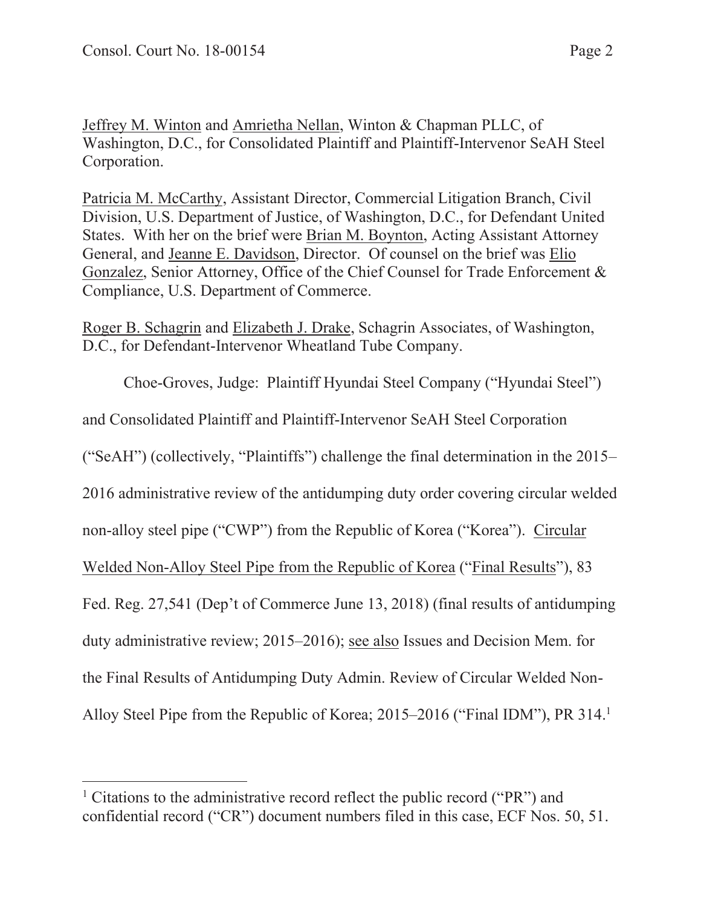Jeffrey M. Winton and Amrietha Nellan, Winton & Chapman PLLC, of Washington, D.C., for Consolidated Plaintiff and Plaintiff-Intervenor SeAH Steel Corporation.

Patricia M. McCarthy, Assistant Director, Commercial Litigation Branch, Civil Division, U.S. Department of Justice, of Washington, D.C., for Defendant United States. With her on the brief were Brian M. Boynton, Acting Assistant Attorney General, and Jeanne E. Davidson, Director. Of counsel on the brief was Elio Gonzalez, Senior Attorney, Office of the Chief Counsel for Trade Enforcement & Compliance, U.S. Department of Commerce.

Roger B. Schagrin and Elizabeth J. Drake, Schagrin Associates, of Washington, D.C., for Defendant-Intervenor Wheatland Tube Company.

Choe-Groves, Judge: Plaintiff Hyundai Steel Company ("Hyundai Steel") and Consolidated Plaintiff and Plaintiff-Intervenor SeAH Steel Corporation ("SeAH") (collectively, "Plaintiffs") challenge the final determination in the 2015–2016 administrative review of the antidumping duty order covering circular welded non-alloy steel pipe ("CWP") from the Republic of Korea ("Korea"). Circular Welded Non-Alloy Steel Pipe from the Republic of Korea ("Final Results"), 83 Fed. Reg. 27,541 (Dep't of Commerce June 13, 2018) (final results of antidumping duty administrative review; 2015–2016); see also Issues and Decision Mem. for the Final Results of Antidumping Duty Admin. Review of Circular Welded Non-Alloy Steel Pipe from the Republic of Korea; 2015–2016 ("Final IDM"), PR 314.[1]

[1] Citations to the administrative record reflect the public record ("PR") and confidential record ("CR") document numbers filed in this case, ECF Nos. 50, 51.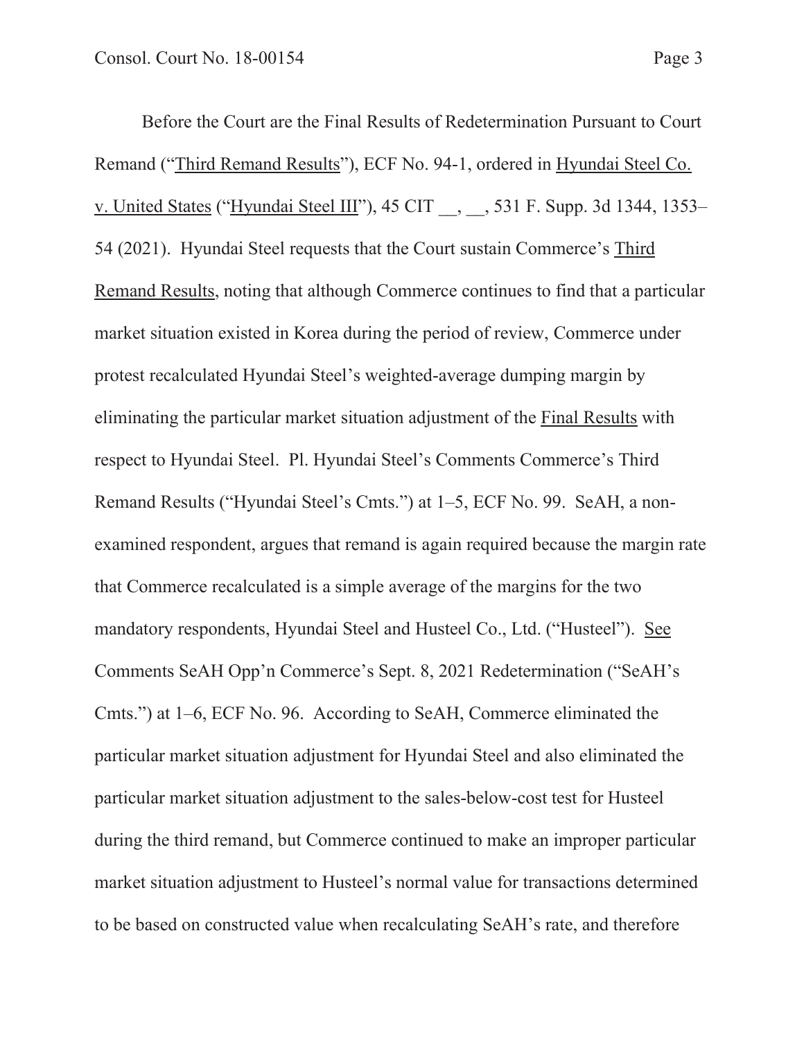Before the Court are the Final Results of Redetermination Pursuant to Court Remand ("Third Remand Results"), ECF No. 94-1, ordered in Hyundai Steel Co. v. United States ("Hyundai Steel III"), 45 CIT __, __, 531 F. Supp. 3d 1344, 1353–54 (2021). Hyundai Steel requests that the Court sustain Commerce's Third Remand Results, noting that although Commerce continues to find that a particular market situation existed in Korea during the period of review, Commerce under protest recalculated Hyundai Steel's weighted-average dumping margin by eliminating the particular market situation adjustment of the Final Results with respect to Hyundai Steel. Pl. Hyundai Steel's Comments Commerce's Third Remand Results ("Hyundai Steel's Cmts.") at 1–5, ECF No. 99. SeAH, a non-examined respondent, argues that remand is again required because the margin rate that Commerce recalculated is a simple average of the margins for the two mandatory respondents, Hyundai Steel and Husteel Co., Ltd. ("Husteel"). See Comments SeAH Opp'n Commerce's Sept. 8, 2021 Redetermination ("SeAH's Cmts.") at 1–6, ECF No. 96. According to SeAH, Commerce eliminated the particular market situation adjustment for Hyundai Steel and also eliminated the particular market situation adjustment to the sales-below-cost test for Husteel during the third remand, but Commerce continued to make an improper particular market situation adjustment to Husteel's normal value for transactions determined to be based on constructed value when recalculating SeAH's rate, and therefore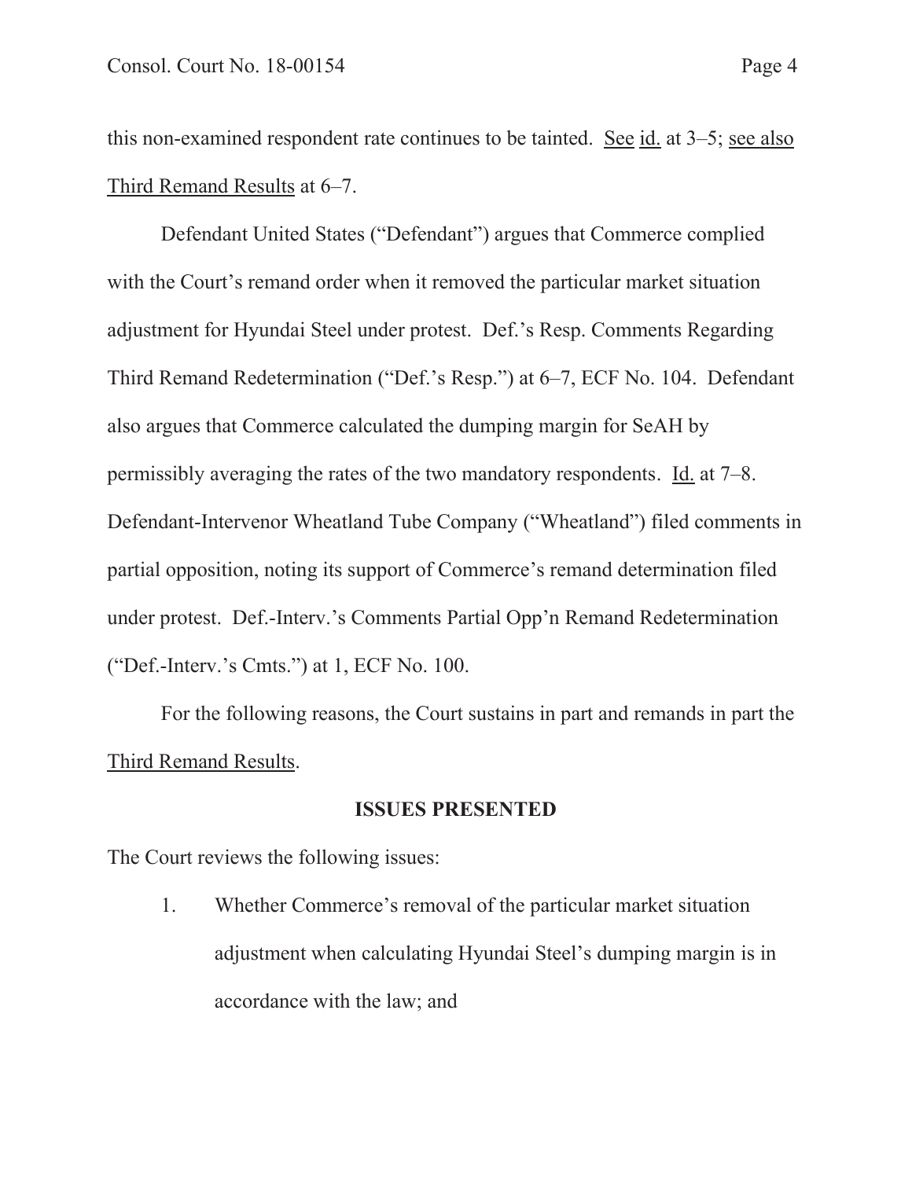this non-examined respondent rate continues to be tainted. See id. at 3–5; see also Third Remand Results at 6–7.

Defendant United States ("Defendant") argues that Commerce complied with the Court's remand order when it removed the particular market situation adjustment for Hyundai Steel under protest. Def.'s Resp. Comments Regarding Third Remand Redetermination ("Def.'s Resp.") at 6–7, ECF No. 104. Defendant also argues that Commerce calculated the dumping margin for SeAH by permissibly averaging the rates of the two mandatory respondents. Id. at 7–8. Defendant-Intervenor Wheatland Tube Company ("Wheatland") filed comments in partial opposition, noting its support of Commerce's remand determination filed under protest. Def.-Interv.'s Comments Partial Opp'n Remand Redetermination ("Def.-Interv.'s Cmts.") at 1, ECF No. 100.

For the following reasons, the Court sustains in part and remands in part the Third Remand Results.

## ISSUES PRESENTED

The Court reviews the following issues:

1. Whether Commerce's removal of the particular market situation adjustment when calculating Hyundai Steel's dumping margin is in accordance with the law; and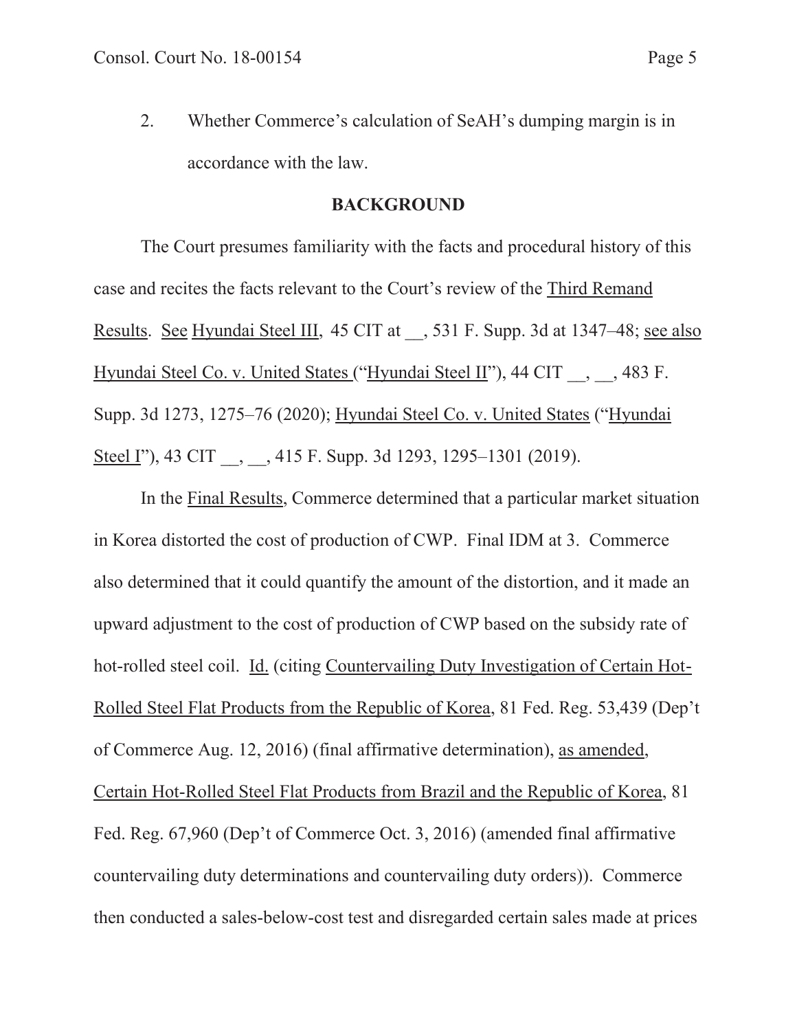2. Whether Commerce's calculation of SeAH's dumping margin is in accordance with the law.

## BACKGROUND

The Court presumes familiarity with the facts and procedural history of this case and recites the facts relevant to the Court's review of the Third Remand Results. See Hyundai Steel III, 45 CIT at __, 531 F. Supp. 3d at 1347–48; see also Hyundai Steel Co. v. United States ("Hyundai Steel II"), 44 CIT __, __, 483 F. Supp. 3d 1273, 1275–76 (2020); Hyundai Steel Co. v. United States ("Hyundai Steel I"), 43 CIT __, __, 415 F. Supp. 3d 1293, 1295–1301 (2019).

In the Final Results, Commerce determined that a particular market situation in Korea distorted the cost of production of CWP. Final IDM at 3. Commerce also determined that it could quantify the amount of the distortion, and it made an upward adjustment to the cost of production of CWP based on the subsidy rate of hot-rolled steel coil. Id. (citing Countervailing Duty Investigation of Certain Hot-Rolled Steel Flat Products from the Republic of Korea, 81 Fed. Reg. 53,439 (Dep't of Commerce Aug. 12, 2016) (final affirmative determination), as amended, Certain Hot-Rolled Steel Flat Products from Brazil and the Republic of Korea, 81 Fed. Reg. 67,960 (Dep't of Commerce Oct. 3, 2016) (amended final affirmative countervailing duty determinations and countervailing duty orders)). Commerce then conducted a sales-below-cost test and disregarded certain sales made at prices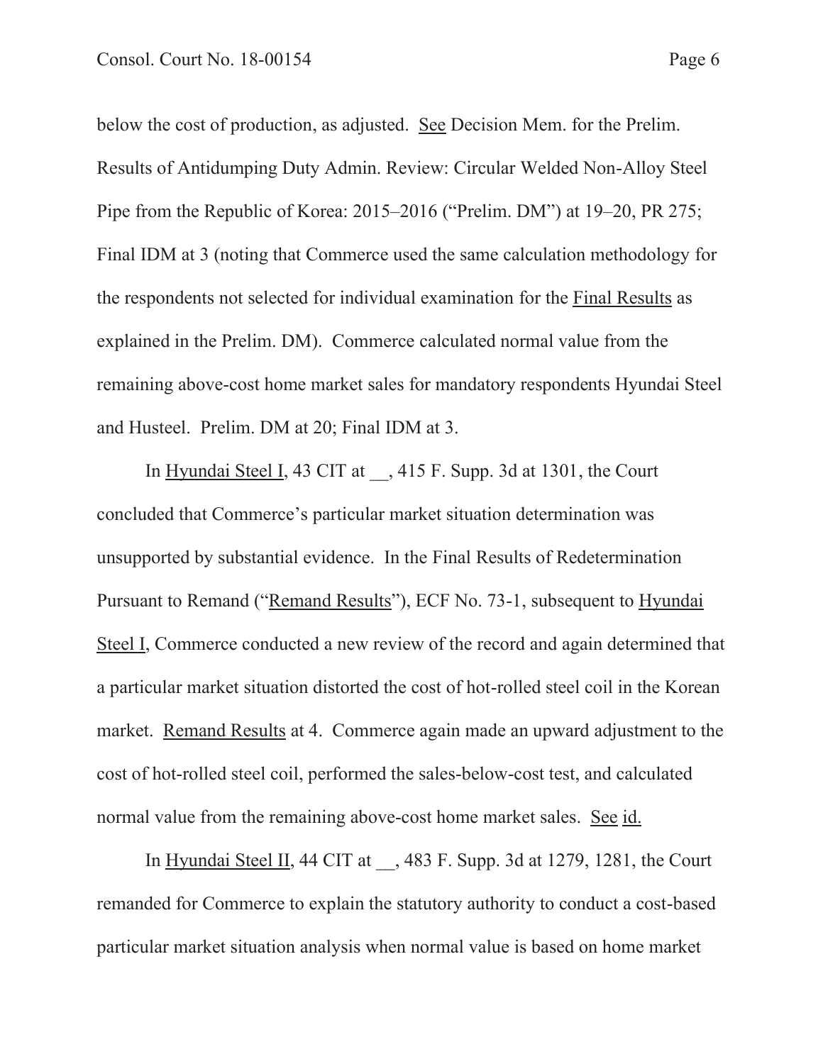below the cost of production, as adjusted. See Decision Mem. for the Prelim. Results of Antidumping Duty Admin. Review: Circular Welded Non-Alloy Steel Pipe from the Republic of Korea: 2015–2016 ("Prelim. DM") at 19–20, PR 275; Final IDM at 3 (noting that Commerce used the same calculation methodology for the respondents not selected for individual examination for the Final Results as explained in the Prelim. DM). Commerce calculated normal value from the remaining above-cost home market sales for mandatory respondents Hyundai Steel and Husteel. Prelim. DM at 20; Final IDM at 3.

In Hyundai Steel I, 43 CIT at __, 415 F. Supp. 3d at 1301, the Court concluded that Commerce's particular market situation determination was unsupported by substantial evidence. In the Final Results of Redetermination Pursuant to Remand ("Remand Results"), ECF No. 73-1, subsequent to Hyundai Steel I, Commerce conducted a new review of the record and again determined that a particular market situation distorted the cost of hot-rolled steel coil in the Korean market. Remand Results at 4. Commerce again made an upward adjustment to the cost of hot-rolled steel coil, performed the sales-below-cost test, and calculated normal value from the remaining above-cost home market sales. See id.

In Hyundai Steel II, 44 CIT at __, 483 F. Supp. 3d at 1279, 1281, the Court remanded for Commerce to explain the statutory authority to conduct a cost-based particular market situation analysis when normal value is based on home market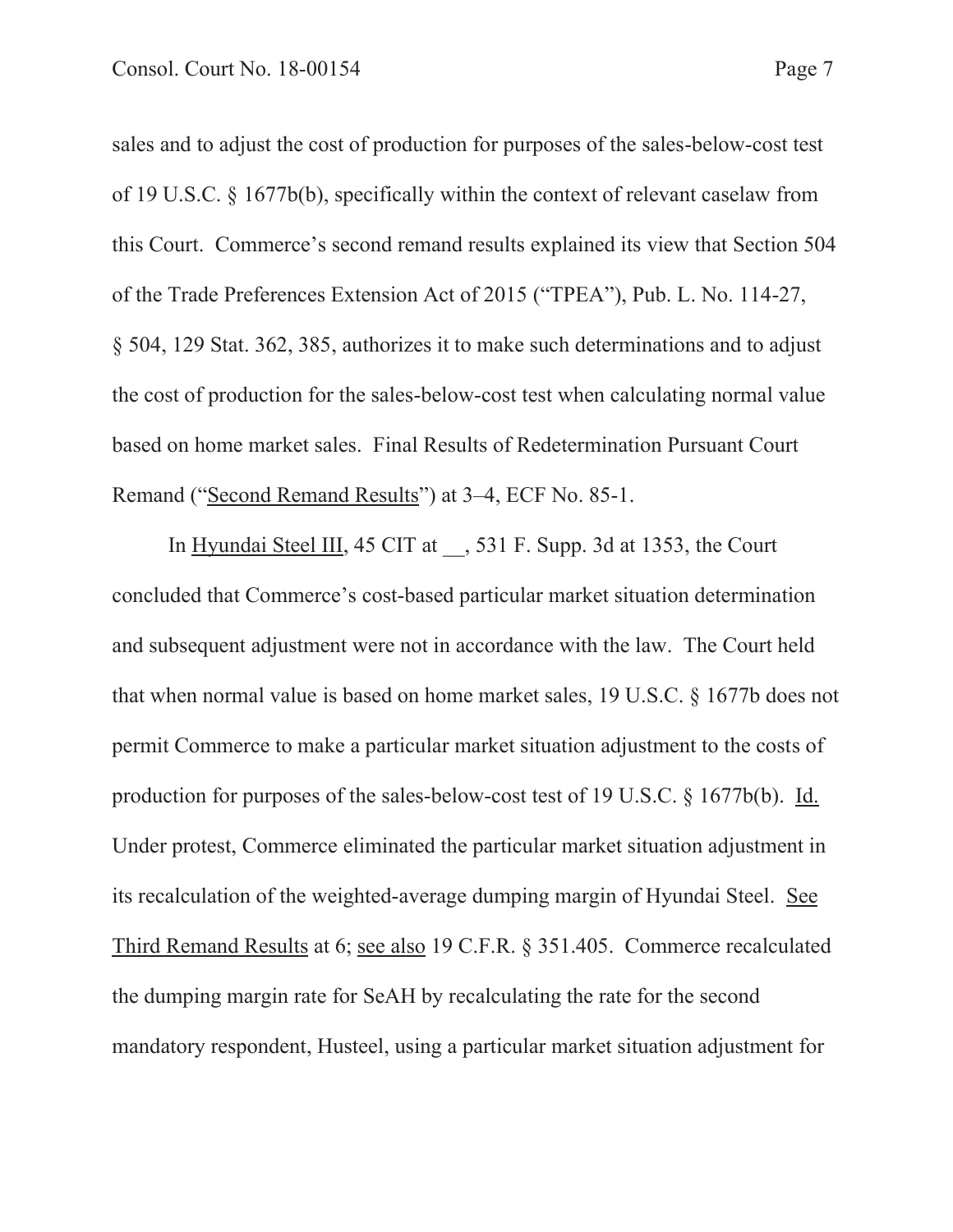sales and to adjust the cost of production for purposes of the sales-below-cost test of 19 U.S.C. § 1677b(b), specifically within the context of relevant caselaw from this Court. Commerce's second remand results explained its view that Section 504 of the Trade Preferences Extension Act of 2015 ("TPEA"), Pub. L. No. 114-27, § 504, 129 Stat. 362, 385, authorizes it to make such determinations and to adjust the cost of production for the sales-below-cost test when calculating normal value based on home market sales. Final Results of Redetermination Pursuant Court Remand ("Second Remand Results") at 3–4, ECF No. 85-1.

In Hyundai Steel III, 45 CIT at __, 531 F. Supp. 3d at 1353, the Court concluded that Commerce's cost-based particular market situation determination and subsequent adjustment were not in accordance with the law. The Court held that when normal value is based on home market sales, 19 U.S.C. § 1677b does not permit Commerce to make a particular market situation adjustment to the costs of production for purposes of the sales-below-cost test of 19 U.S.C. § 1677b(b). Id. Under protest, Commerce eliminated the particular market situation adjustment in its recalculation of the weighted-average dumping margin of Hyundai Steel. See Third Remand Results at 6; see also 19 C.F.R. § 351.405. Commerce recalculated the dumping margin rate for SeAH by recalculating the rate for the second mandatory respondent, Husteel, using a particular market situation adjustment for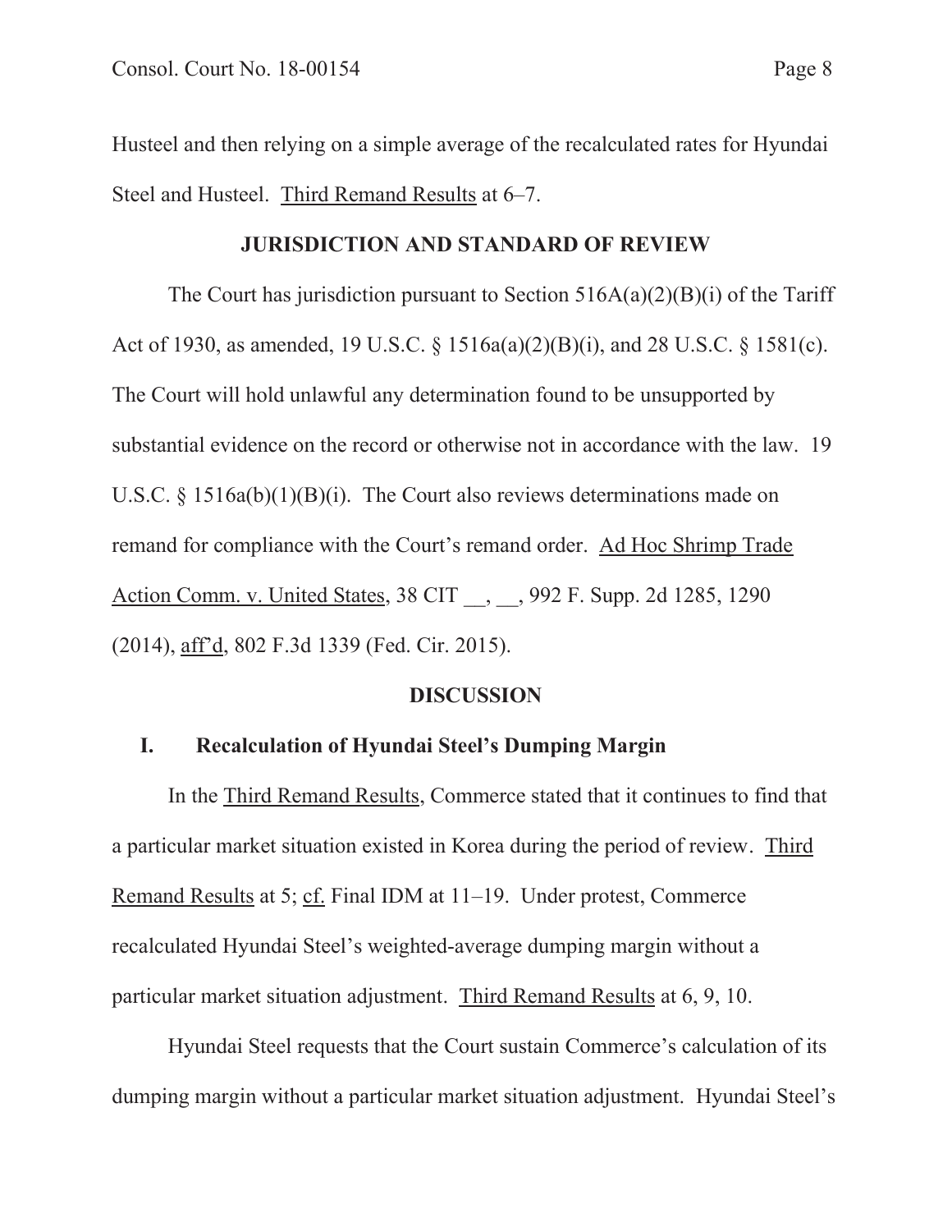Husteel and then relying on a simple average of the recalculated rates for Hyundai Steel and Husteel. Third Remand Results at 6–7.

## JURISDICTION AND STANDARD OF REVIEW

The Court has jurisdiction pursuant to Section 516A(a)(2)(B)(i) of the Tariff Act of 1930, as amended, 19 U.S.C. § 1516a(a)(2)(B)(i), and 28 U.S.C. § 1581(c). The Court will hold unlawful any determination found to be unsupported by substantial evidence on the record or otherwise not in accordance with the law. 19 U.S.C. § 1516a(b)(1)(B)(i). The Court also reviews determinations made on remand for compliance with the Court's remand order. Ad Hoc Shrimp Trade Action Comm. v. United States, 38 CIT __, __, 992 F. Supp. 2d 1285, 1290 (2014), aff'd, 802 F.3d 1339 (Fed. Cir. 2015).

## DISCUSSION

### I. Recalculation of Hyundai Steel's Dumping Margin

In the Third Remand Results, Commerce stated that it continues to find that a particular market situation existed in Korea during the period of review. Third Remand Results at 5; cf. Final IDM at 11–19. Under protest, Commerce recalculated Hyundai Steel's weighted-average dumping margin without a particular market situation adjustment. Third Remand Results at 6, 9, 10.

Hyundai Steel requests that the Court sustain Commerce's calculation of its dumping margin without a particular market situation adjustment. Hyundai Steel's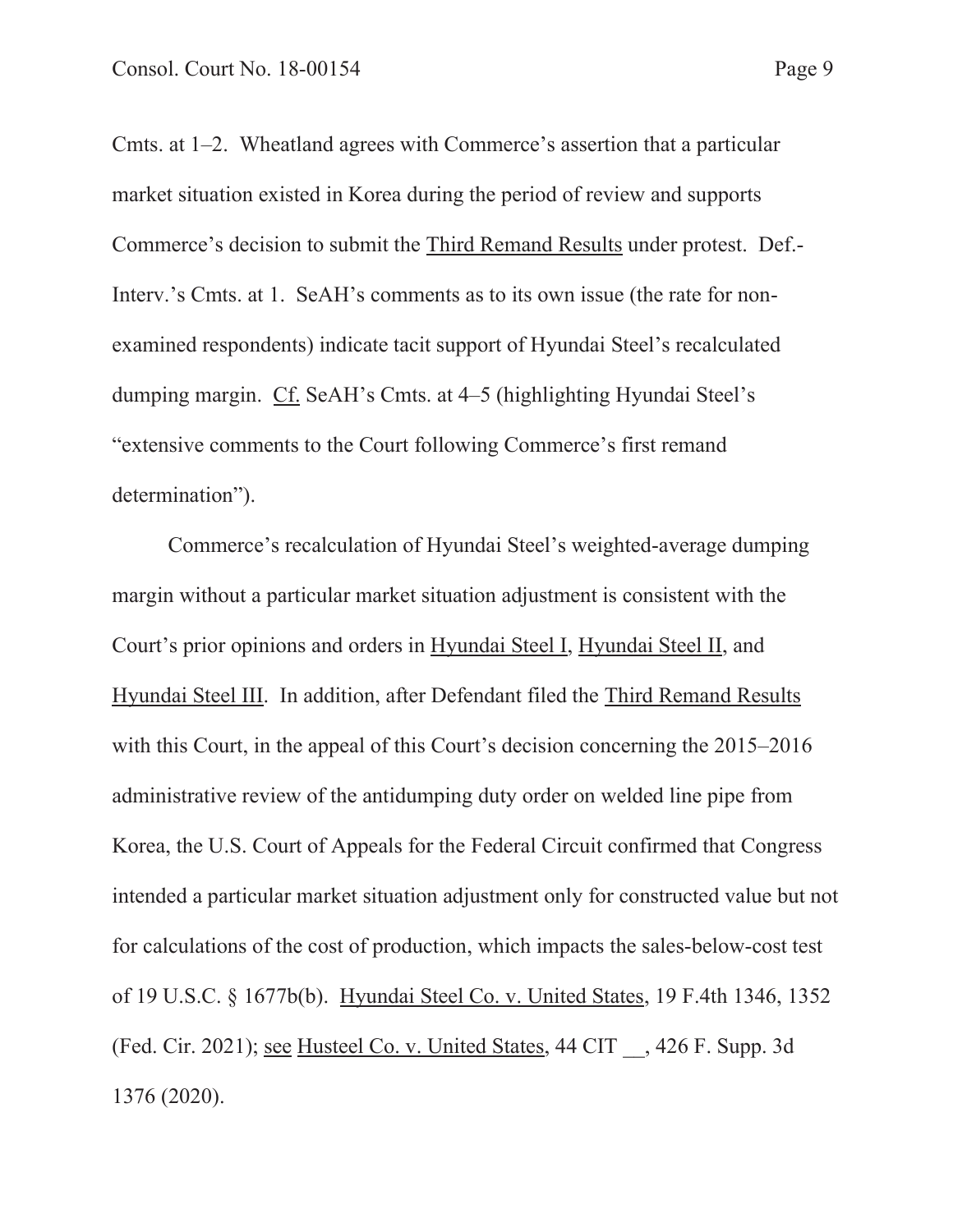Cmts. at 1–2. Wheatland agrees with Commerce's assertion that a particular market situation existed in Korea during the period of review and supports Commerce's decision to submit the Third Remand Results under protest. Def.-Interv.'s Cmts. at 1. SeAH's comments as to its own issue (the rate for non-examined respondents) indicate tacit support of Hyundai Steel's recalculated dumping margin. Cf. SeAH's Cmts. at 4–5 (highlighting Hyundai Steel's "extensive comments to the Court following Commerce's first remand determination").

Commerce's recalculation of Hyundai Steel's weighted-average dumping margin without a particular market situation adjustment is consistent with the Court's prior opinions and orders in Hyundai Steel I, Hyundai Steel II, and Hyundai Steel III. In addition, after Defendant filed the Third Remand Results with this Court, in the appeal of this Court's decision concerning the 2015–2016 administrative review of the antidumping duty order on welded line pipe from Korea, the U.S. Court of Appeals for the Federal Circuit confirmed that Congress intended a particular market situation adjustment only for constructed value but not for calculations of the cost of production, which impacts the sales-below-cost test of 19 U.S.C. § 1677b(b). Hyundai Steel Co. v. United States, 19 F.4th 1346, 1352 (Fed. Cir. 2021); see Husteel Co. v. United States, 44 CIT __, 426 F. Supp. 3d 1376 (2020).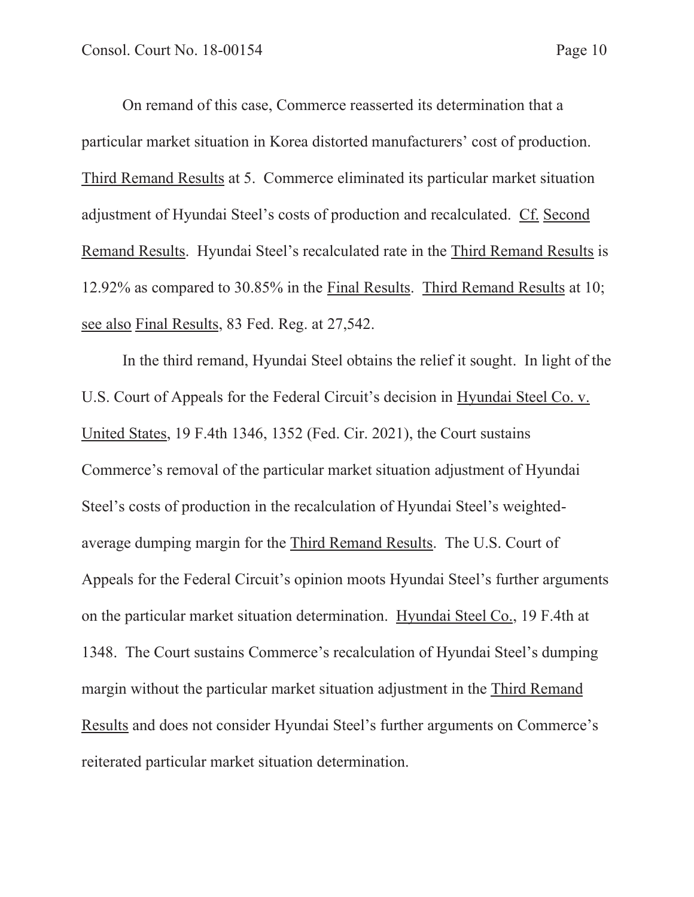On remand of this case, Commerce reasserted its determination that a particular market situation in Korea distorted manufacturers' cost of production. Third Remand Results at 5. Commerce eliminated its particular market situation adjustment of Hyundai Steel's costs of production and recalculated. Cf. Second Remand Results. Hyundai Steel's recalculated rate in the Third Remand Results is 12.92% as compared to 30.85% in the Final Results. Third Remand Results at 10; see also Final Results, 83 Fed. Reg. at 27,542.

In the third remand, Hyundai Steel obtains the relief it sought. In light of the U.S. Court of Appeals for the Federal Circuit's decision in Hyundai Steel Co. v. United States, 19 F.4th 1346, 1352 (Fed. Cir. 2021), the Court sustains Commerce's removal of the particular market situation adjustment of Hyundai Steel's costs of production in the recalculation of Hyundai Steel's weighted-average dumping margin for the Third Remand Results. The U.S. Court of Appeals for the Federal Circuit's opinion moots Hyundai Steel's further arguments on the particular market situation determination. Hyundai Steel Co., 19 F.4th at 1348. The Court sustains Commerce's recalculation of Hyundai Steel's dumping margin without the particular market situation adjustment in the Third Remand Results and does not consider Hyundai Steel's further arguments on Commerce's reiterated particular market situation determination.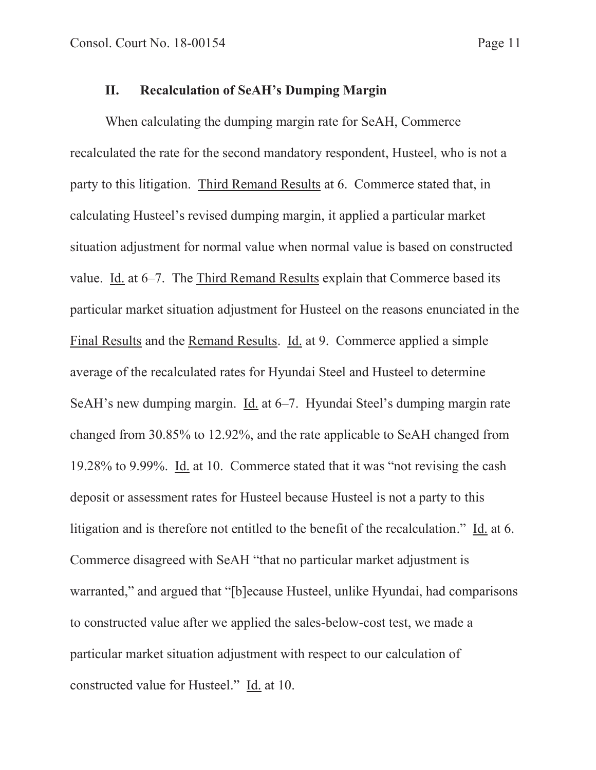## II. Recalculation of SeAH's Dumping Margin

When calculating the dumping margin rate for SeAH, Commerce recalculated the rate for the second mandatory respondent, Husteel, who is not a party to this litigation. Third Remand Results at 6. Commerce stated that, in calculating Husteel's revised dumping margin, it applied a particular market situation adjustment for normal value when normal value is based on constructed value. Id. at 6–7. The Third Remand Results explain that Commerce based its particular market situation adjustment for Husteel on the reasons enunciated in the Final Results and the Remand Results. Id. at 9. Commerce applied a simple average of the recalculated rates for Hyundai Steel and Husteel to determine SeAH's new dumping margin. Id. at 6–7. Hyundai Steel's dumping margin rate changed from 30.85% to 12.92%, and the rate applicable to SeAH changed from 19.28% to 9.99%. Id. at 10. Commerce stated that it was "not revising the cash deposit or assessment rates for Husteel because Husteel is not a party to this litigation and is therefore not entitled to the benefit of the recalculation." Id. at 6. Commerce disagreed with SeAH "that no particular market adjustment is warranted," and argued that "[b]ecause Husteel, unlike Hyundai, had comparisons to constructed value after we applied the sales-below-cost test, we made a particular market situation adjustment with respect to our calculation of constructed value for Husteel." Id. at 10.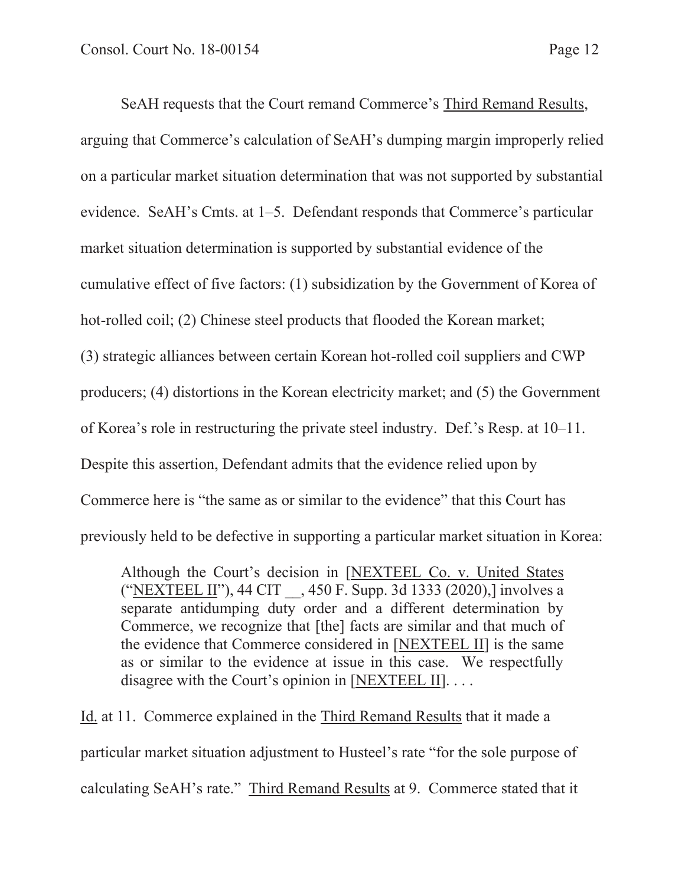SeAH requests that the Court remand Commerce's Third Remand Results, arguing that Commerce's calculation of SeAH's dumping margin improperly relied on a particular market situation determination that was not supported by substantial evidence. SeAH's Cmts. at 1–5. Defendant responds that Commerce's particular market situation determination is supported by substantial evidence of the cumulative effect of five factors: (1) subsidization by the Government of Korea of hot-rolled coil; (2) Chinese steel products that flooded the Korean market; (3) strategic alliances between certain Korean hot-rolled coil suppliers and CWP producers; (4) distortions in the Korean electricity market; and (5) the Government of Korea's role in restructuring the private steel industry. Def.'s Resp. at 10–11. Despite this assertion, Defendant admits that the evidence relied upon by Commerce here is "the same as or similar to the evidence" that this Court has previously held to be defective in supporting a particular market situation in Korea:

> Although the Court's decision in [NEXTEEL Co. v. United States ("NEXTEEL II"), 44 CIT __, 450 F. Supp. 3d 1333 (2020),] involves a separate antidumping duty order and a different determination by Commerce, we recognize that [the] facts are similar and that much of the evidence that Commerce considered in [NEXTEEL II] is the same as or similar to the evidence at issue in this case. We respectfully disagree with the Court's opinion in [NEXTEEL II]. . . .

Id. at 11. Commerce explained in the Third Remand Results that it made a particular market situation adjustment to Husteel's rate "for the sole purpose of calculating SeAH's rate." Third Remand Results at 9. Commerce stated that it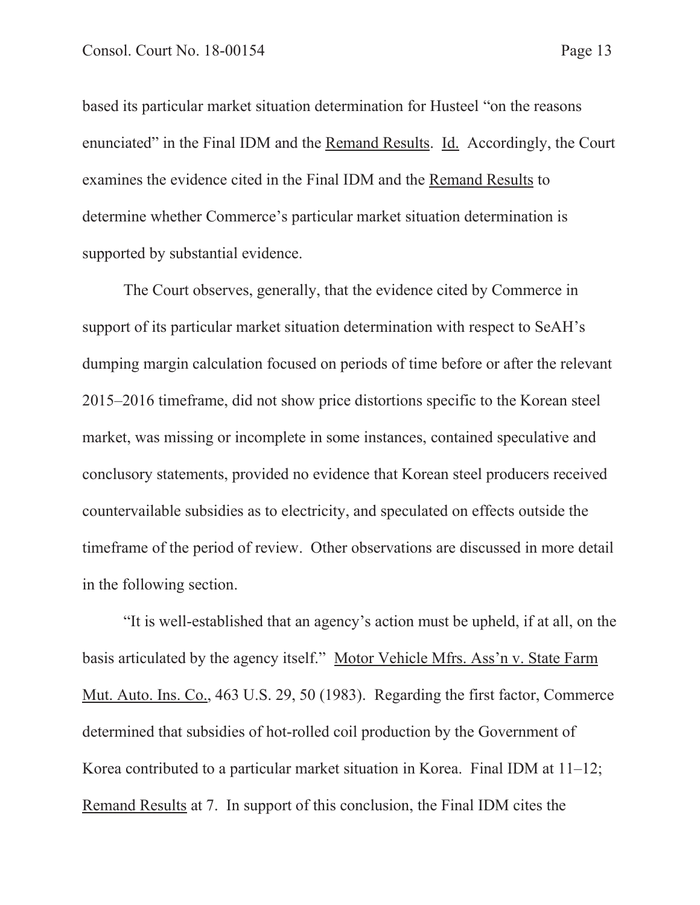based its particular market situation determination for Husteel "on the reasons enunciated" in the Final IDM and the Remand Results. Id. Accordingly, the Court examines the evidence cited in the Final IDM and the Remand Results to determine whether Commerce's particular market situation determination is supported by substantial evidence.

The Court observes, generally, that the evidence cited by Commerce in support of its particular market situation determination with respect to SeAH's dumping margin calculation focused on periods of time before or after the relevant 2015–2016 timeframe, did not show price distortions specific to the Korean steel market, was missing or incomplete in some instances, contained speculative and conclusory statements, provided no evidence that Korean steel producers received countervailable subsidies as to electricity, and speculated on effects outside the timeframe of the period of review. Other observations are discussed in more detail in the following section.

"It is well-established that an agency's action must be upheld, if at all, on the basis articulated by the agency itself." Motor Vehicle Mfrs. Ass'n v. State Farm Mut. Auto. Ins. Co., 463 U.S. 29, 50 (1983). Regarding the first factor, Commerce determined that subsidies of hot-rolled coil production by the Government of Korea contributed to a particular market situation in Korea. Final IDM at 11–12; Remand Results at 7. In support of this conclusion, the Final IDM cites the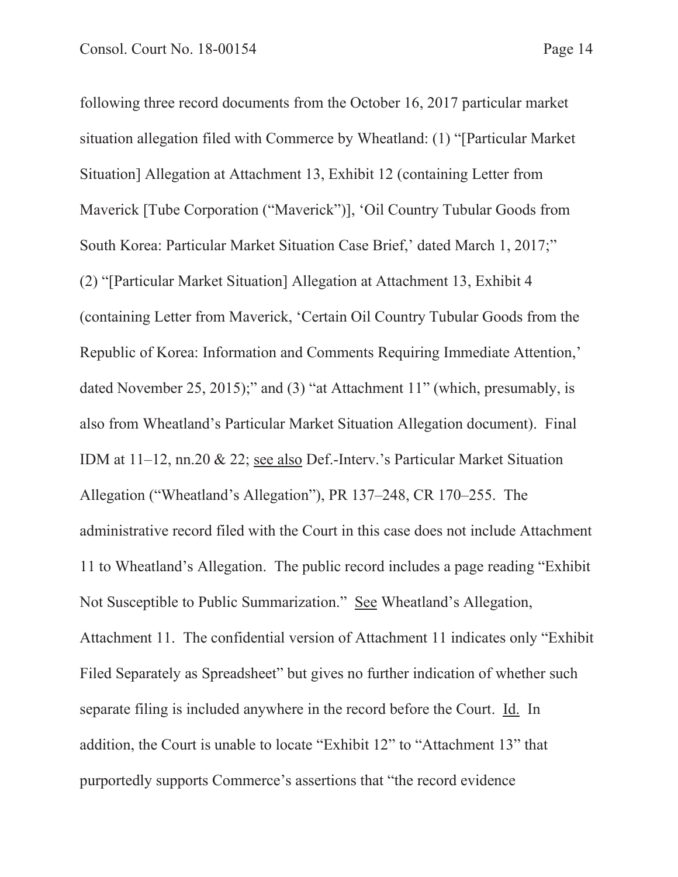following three record documents from the October 16, 2017 particular market situation allegation filed with Commerce by Wheatland: (1) "[Particular Market Situation] Allegation at Attachment 13, Exhibit 12 (containing Letter from Maverick [Tube Corporation ("Maverick")], 'Oil Country Tubular Goods from South Korea: Particular Market Situation Case Brief,' dated March 1, 2017;" (2) "[Particular Market Situation] Allegation at Attachment 13, Exhibit 4 (containing Letter from Maverick, 'Certain Oil Country Tubular Goods from the Republic of Korea: Information and Comments Requiring Immediate Attention,' dated November 25, 2015);" and (3) "at Attachment 11" (which, presumably, is also from Wheatland's Particular Market Situation Allegation document). Final IDM at 11–12, nn.20 & 22; <u>see also</u> Def.-Interv.'s Particular Market Situation Allegation ("Wheatland's Allegation"), PR 137–248, CR 170–255. The administrative record filed with the Court in this case does not include Attachment 11 to Wheatland's Allegation. The public record includes a page reading "Exhibit Not Susceptible to Public Summarization." <u>See</u> Wheatland's Allegation, Attachment 11. The confidential version of Attachment 11 indicates only "Exhibit Filed Separately as Spreadsheet" but gives no further indication of whether such separate filing is included anywhere in the record before the Court. <u>Id.</u> In addition, the Court is unable to locate "Exhibit 12" to "Attachment 13" that purportedly supports Commerce's assertions that "the record evidence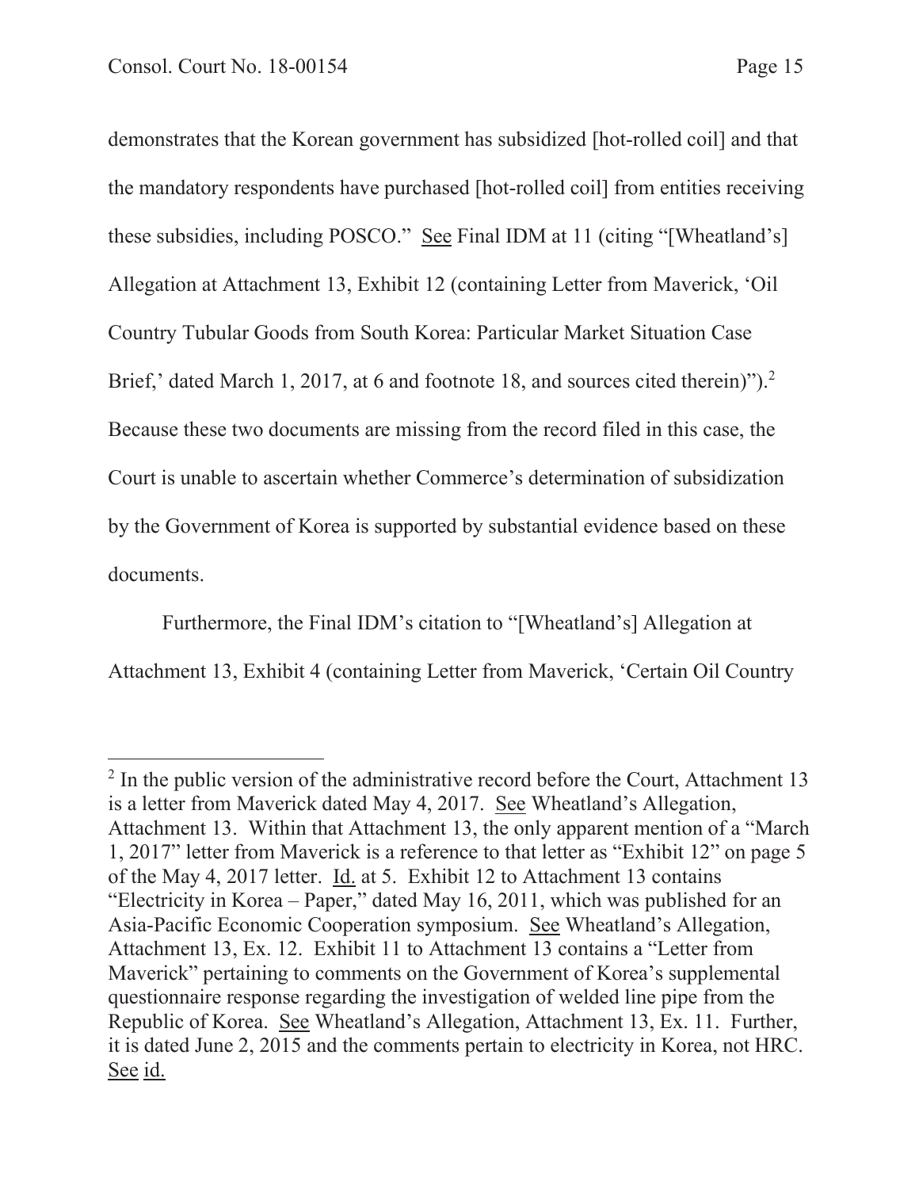demonstrates that the Korean government has subsidized [hot-rolled coil] and that the mandatory respondents have purchased [hot-rolled coil] from entities receiving these subsidies, including POSCO." See Final IDM at 11 (citing "[Wheatland's] Allegation at Attachment 13, Exhibit 12 (containing Letter from Maverick, 'Oil Country Tubular Goods from South Korea: Particular Market Situation Case Brief,' dated March 1, 2017, at 6 and footnote 18, and sources cited therein)").[2] Because these two documents are missing from the record filed in this case, the Court is unable to ascertain whether Commerce's determination of subsidization by the Government of Korea is supported by substantial evidence based on these documents.

Furthermore, the Final IDM's citation to "[Wheatland's] Allegation at Attachment 13, Exhibit 4 (containing Letter from Maverick, 'Certain Oil Country

---

[2] In the public version of the administrative record before the Court, Attachment 13 is a letter from Maverick dated May 4, 2017. See Wheatland's Allegation, Attachment 13. Within that Attachment 13, the only apparent mention of a "March 1, 2017" letter from Maverick is a reference to that letter as "Exhibit 12" on page 5 of the May 4, 2017 letter. Id. at 5. Exhibit 12 to Attachment 13 contains "Electricity in Korea – Paper," dated May 16, 2011, which was published for an Asia-Pacific Economic Cooperation symposium. See Wheatland's Allegation, Attachment 13, Ex. 12. Exhibit 11 to Attachment 13 contains a "Letter from Maverick" pertaining to comments on the Government of Korea's supplemental questionnaire response regarding the investigation of welded line pipe from the Republic of Korea. See Wheatland's Allegation, Attachment 13, Ex. 11. Further, it is dated June 2, 2015 and the comments pertain to electricity in Korea, not HRC. See id.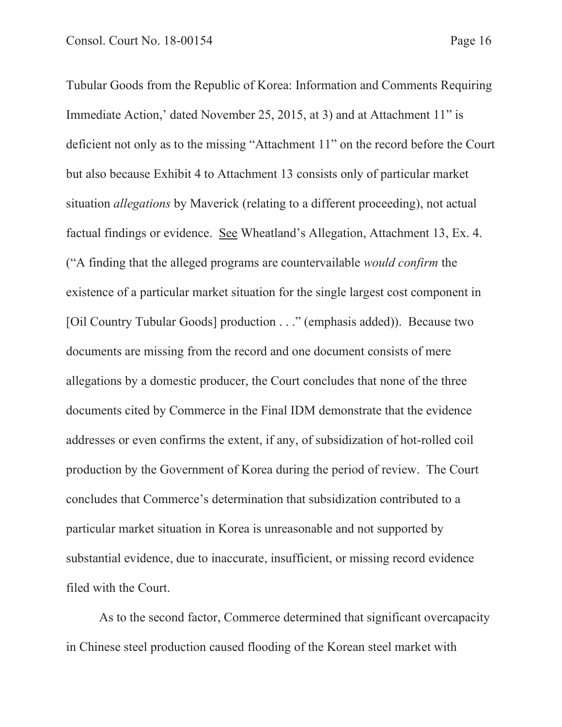Tubular Goods from the Republic of Korea: Information and Comments Requiring Immediate Action,' dated November 25, 2015, at 3) and at Attachment 11" is deficient not only as to the missing "Attachment 11" on the record before the Court but also because Exhibit 4 to Attachment 13 consists only of particular market situation *allegations* by Maverick (relating to a different proceeding), not actual factual findings or evidence. See Wheatland's Allegation, Attachment 13, Ex. 4. ("A finding that the alleged programs are countervailable *would confirm* the existence of a particular market situation for the single largest cost component in [Oil Country Tubular Goods] production . . ." (emphasis added)). Because two documents are missing from the record and one document consists of mere allegations by a domestic producer, the Court concludes that none of the three documents cited by Commerce in the Final IDM demonstrate that the evidence addresses or even confirms the extent, if any, of subsidization of hot-rolled coil production by the Government of Korea during the period of review. The Court concludes that Commerce's determination that subsidization contributed to a particular market situation in Korea is unreasonable and not supported by substantial evidence, due to inaccurate, insufficient, or missing record evidence filed with the Court.

As to the second factor, Commerce determined that significant overcapacity in Chinese steel production caused flooding of the Korean steel market with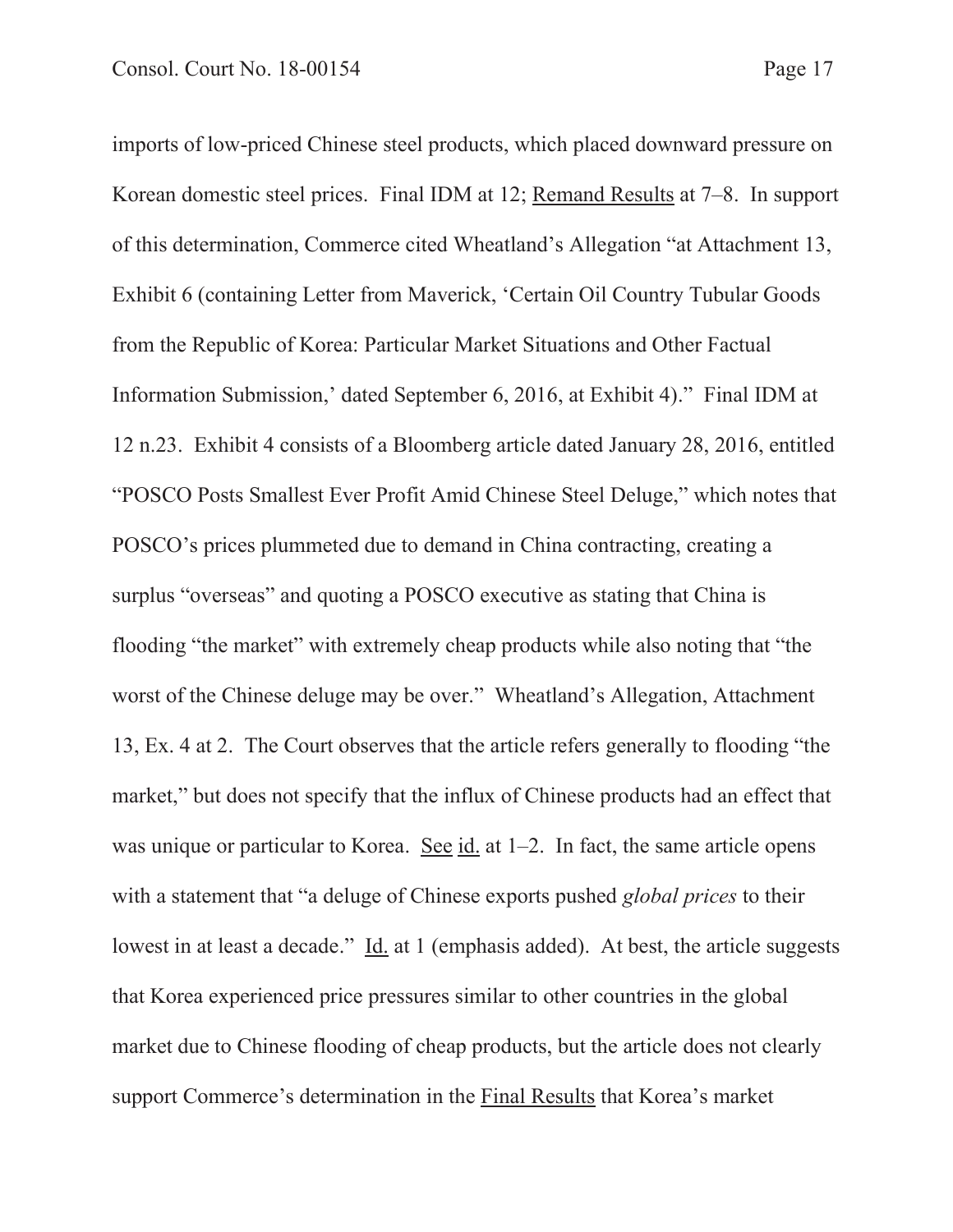imports of low-priced Chinese steel products, which placed downward pressure on Korean domestic steel prices. Final IDM at 12; Remand Results at 7–8. In support of this determination, Commerce cited Wheatland's Allegation "at Attachment 13, Exhibit 6 (containing Letter from Maverick, 'Certain Oil Country Tubular Goods from the Republic of Korea: Particular Market Situations and Other Factual Information Submission,' dated September 6, 2016, at Exhibit 4)." Final IDM at 12 n.23. Exhibit 4 consists of a Bloomberg article dated January 28, 2016, entitled "POSCO Posts Smallest Ever Profit Amid Chinese Steel Deluge," which notes that POSCO's prices plummeted due to demand in China contracting, creating a surplus "overseas" and quoting a POSCO executive as stating that China is flooding "the market" with extremely cheap products while also noting that "the worst of the Chinese deluge may be over." Wheatland's Allegation, Attachment 13, Ex. 4 at 2. The Court observes that the article refers generally to flooding "the market," but does not specify that the influx of Chinese products had an effect that was unique or particular to Korea. See id. at 1–2. In fact, the same article opens with a statement that "a deluge of Chinese exports pushed *global prices* to their lowest in at least a decade." Id. at 1 (emphasis added). At best, the article suggests that Korea experienced price pressures similar to other countries in the global market due to Chinese flooding of cheap products, but the article does not clearly support Commerce's determination in the Final Results that Korea's market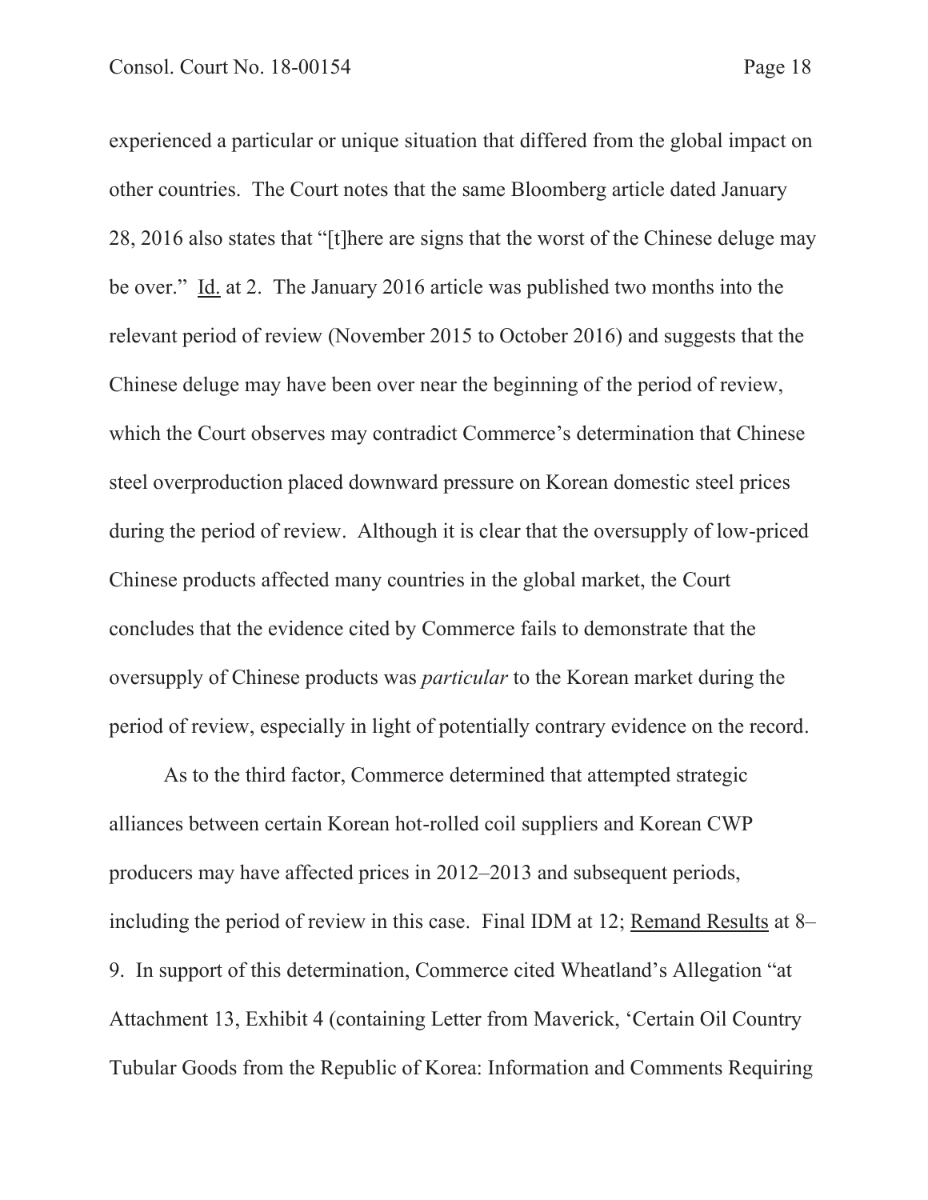experienced a particular or unique situation that differed from the global impact on other countries. The Court notes that the same Bloomberg article dated January 28, 2016 also states that "[t]here are signs that the worst of the Chinese deluge may be over." Id. at 2. The January 2016 article was published two months into the relevant period of review (November 2015 to October 2016) and suggests that the Chinese deluge may have been over near the beginning of the period of review, which the Court observes may contradict Commerce's determination that Chinese steel overproduction placed downward pressure on Korean domestic steel prices during the period of review. Although it is clear that the oversupply of low-priced Chinese products affected many countries in the global market, the Court concludes that the evidence cited by Commerce fails to demonstrate that the oversupply of Chinese products was *particular* to the Korean market during the period of review, especially in light of potentially contrary evidence on the record.

As to the third factor, Commerce determined that attempted strategic alliances between certain Korean hot-rolled coil suppliers and Korean CWP producers may have affected prices in 2012–2013 and subsequent periods, including the period of review in this case. Final IDM at 12; Remand Results at 8–9. In support of this determination, Commerce cited Wheatland's Allegation "at Attachment 13, Exhibit 4 (containing Letter from Maverick, 'Certain Oil Country Tubular Goods from the Republic of Korea: Information and Comments Requiring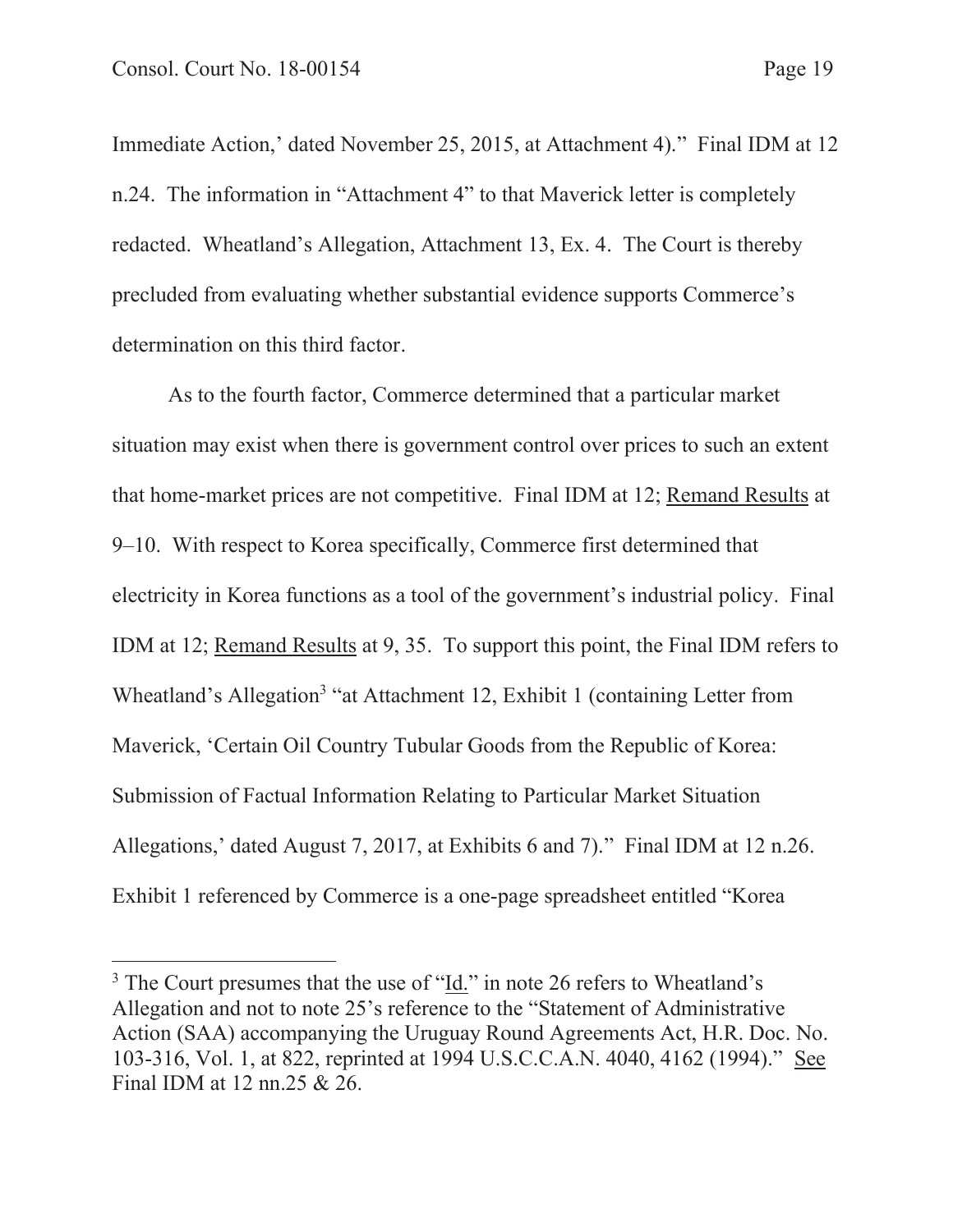Immediate Action,' dated November 25, 2015, at Attachment 4)." Final IDM at 12 n.24. The information in "Attachment 4" to that Maverick letter is completely redacted. Wheatland's Allegation, Attachment 13, Ex. 4. The Court is thereby precluded from evaluating whether substantial evidence supports Commerce's determination on this third factor.

As to the fourth factor, Commerce determined that a particular market situation may exist when there is government control over prices to such an extent that home-market prices are not competitive. Final IDM at 12; Remand Results at 9–10. With respect to Korea specifically, Commerce first determined that electricity in Korea functions as a tool of the government's industrial policy. Final IDM at 12; Remand Results at 9, 35. To support this point, the Final IDM refers to Wheatland's Allegation[3] "at Attachment 12, Exhibit 1 (containing Letter from Maverick, 'Certain Oil Country Tubular Goods from the Republic of Korea: Submission of Factual Information Relating to Particular Market Situation Allegations,' dated August 7, 2017, at Exhibits 6 and 7)." Final IDM at 12 n.26. Exhibit 1 referenced by Commerce is a one-page spreadsheet entitled "Korea

---

[3] The Court presumes that the use of "Id." in note 26 refers to Wheatland's Allegation and not to note 25's reference to the "Statement of Administrative Action (SAA) accompanying the Uruguay Round Agreements Act, H.R. Doc. No. 103-316, Vol. 1, at 822, reprinted at 1994 U.S.C.C.A.N. 4040, 4162 (1994)." See Final IDM at 12 nn.25 & 26.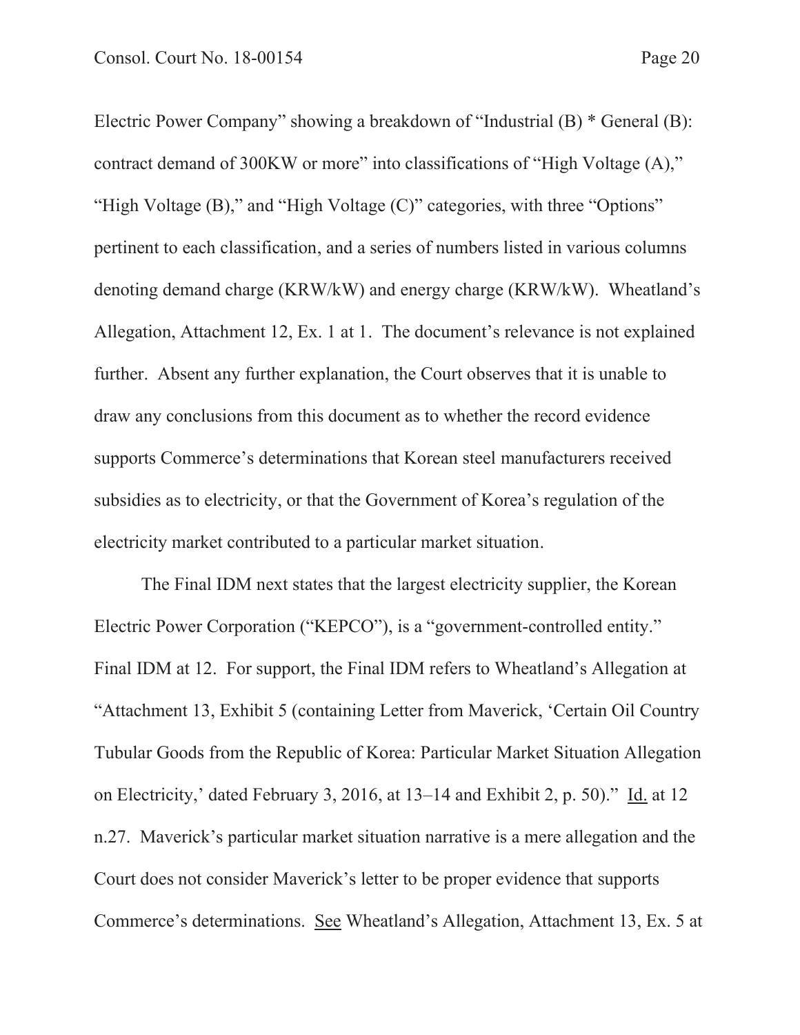Electric Power Company" showing a breakdown of "Industrial (B) * General (B): contract demand of 300KW or more" into classifications of "High Voltage (A)," "High Voltage (B)," and "High Voltage (C)" categories, with three "Options" pertinent to each classification, and a series of numbers listed in various columns denoting demand charge (KRW/kW) and energy charge (KRW/kW). Wheatland's Allegation, Attachment 12, Ex. 1 at 1. The document's relevance is not explained further. Absent any further explanation, the Court observes that it is unable to draw any conclusions from this document as to whether the record evidence supports Commerce's determinations that Korean steel manufacturers received subsidies as to electricity, or that the Government of Korea's regulation of the electricity market contributed to a particular market situation.

The Final IDM next states that the largest electricity supplier, the Korean Electric Power Corporation ("KEPCO"), is a "government-controlled entity." Final IDM at 12. For support, the Final IDM refers to Wheatland's Allegation at "Attachment 13, Exhibit 5 (containing Letter from Maverick, 'Certain Oil Country Tubular Goods from the Republic of Korea: Particular Market Situation Allegation on Electricity,' dated February 3, 2016, at 13–14 and Exhibit 2, p. 50)." Id. at 12 n.27. Maverick's particular market situation narrative is a mere allegation and the Court does not consider Maverick's letter to be proper evidence that supports Commerce's determinations. See Wheatland's Allegation, Attachment 13, Ex. 5 at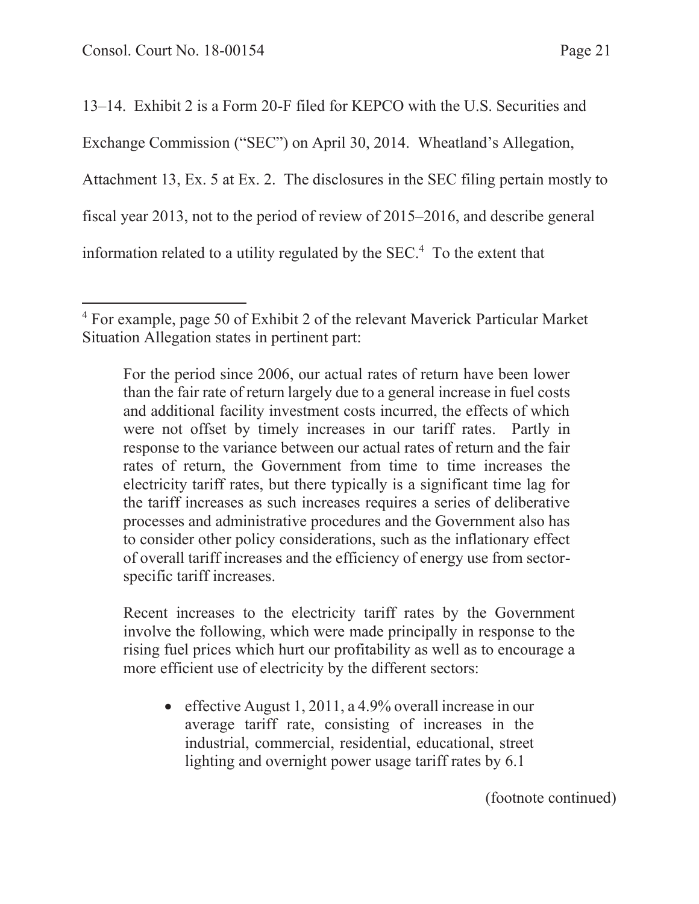13–14. Exhibit 2 is a Form 20-F filed for KEPCO with the U.S. Securities and Exchange Commission ("SEC") on April 30, 2014. Wheatland's Allegation, Attachment 13, Ex. 5 at Ex. 2. The disclosures in the SEC filing pertain mostly to fiscal year 2013, not to the period of review of 2015–2016, and describe general information related to a utility regulated by the SEC.[4] To the extent that

---

[4] For example, page 50 of Exhibit 2 of the relevant Maverick Particular Market Situation Allegation states in pertinent part:

> For the period since 2006, our actual rates of return have been lower than the fair rate of return largely due to a general increase in fuel costs and additional facility investment costs incurred, the effects of which were not offset by timely increases in our tariff rates. Partly in response to the variance between our actual rates of return and the fair rates of return, the Government from time to time increases the electricity tariff rates, but there typically is a significant time lag for the tariff increases as such increases requires a series of deliberative processes and administrative procedures and the Government also has to consider other policy considerations, such as the inflationary effect of overall tariff increases and the efficiency of energy use from sector-specific tariff increases.
>
> Recent increases to the electricity tariff rates by the Government involve the following, which were made principally in response to the rising fuel prices which hurt our profitability as well as to encourage a more efficient use of electricity by the different sectors:
>
> - effective August 1, 2011, a 4.9% overall increase in our average tariff rate, consisting of increases in the industrial, commercial, residential, educational, street lighting and overnight power usage tariff rates by 6.1

(footnote continued)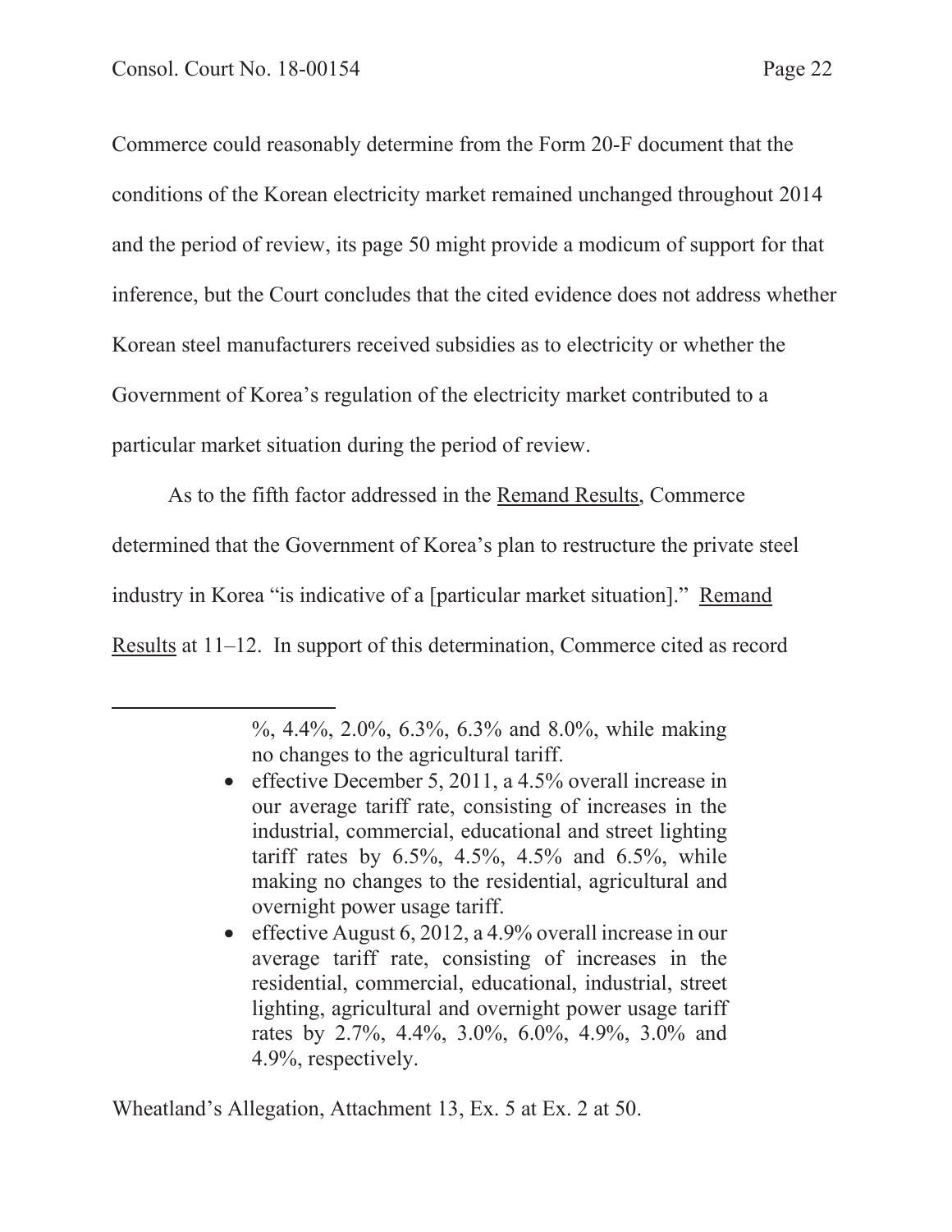Commerce could reasonably determine from the Form 20-F document that the conditions of the Korean electricity market remained unchanged throughout 2014 and the period of review, its page 50 might provide a modicum of support for that inference, but the Court concludes that the cited evidence does not address whether Korean steel manufacturers received subsidies as to electricity or whether the Government of Korea's regulation of the electricity market contributed to a particular market situation during the period of review.

As to the fifth factor addressed in the Remand Results, Commerce determined that the Government of Korea's plan to restructure the private steel industry in Korea "is indicative of a [particular market situation]." Remand Results at 11–12. In support of this determination, Commerce cited as record

---

> %, 4.4%, 2.0%, 6.3%, 6.3% and 8.0%, while making no changes to the agricultural tariff.
>
> - effective December 5, 2011, a 4.5% overall increase in our average tariff rate, consisting of increases in the industrial, commercial, educational and street lighting tariff rates by 6.5%, 4.5%, 4.5% and 6.5%, while making no changes to the residential, agricultural and overnight power usage tariff.
> - effective August 6, 2012, a 4.9% overall increase in our average tariff rate, consisting of increases in the residential, commercial, educational, industrial, street lighting, agricultural and overnight power usage tariff rates by 2.7%, 4.4%, 3.0%, 6.0%, 4.9%, 3.0% and 4.9%, respectively.

Wheatland's Allegation, Attachment 13, Ex. 5 at Ex. 2 at 50.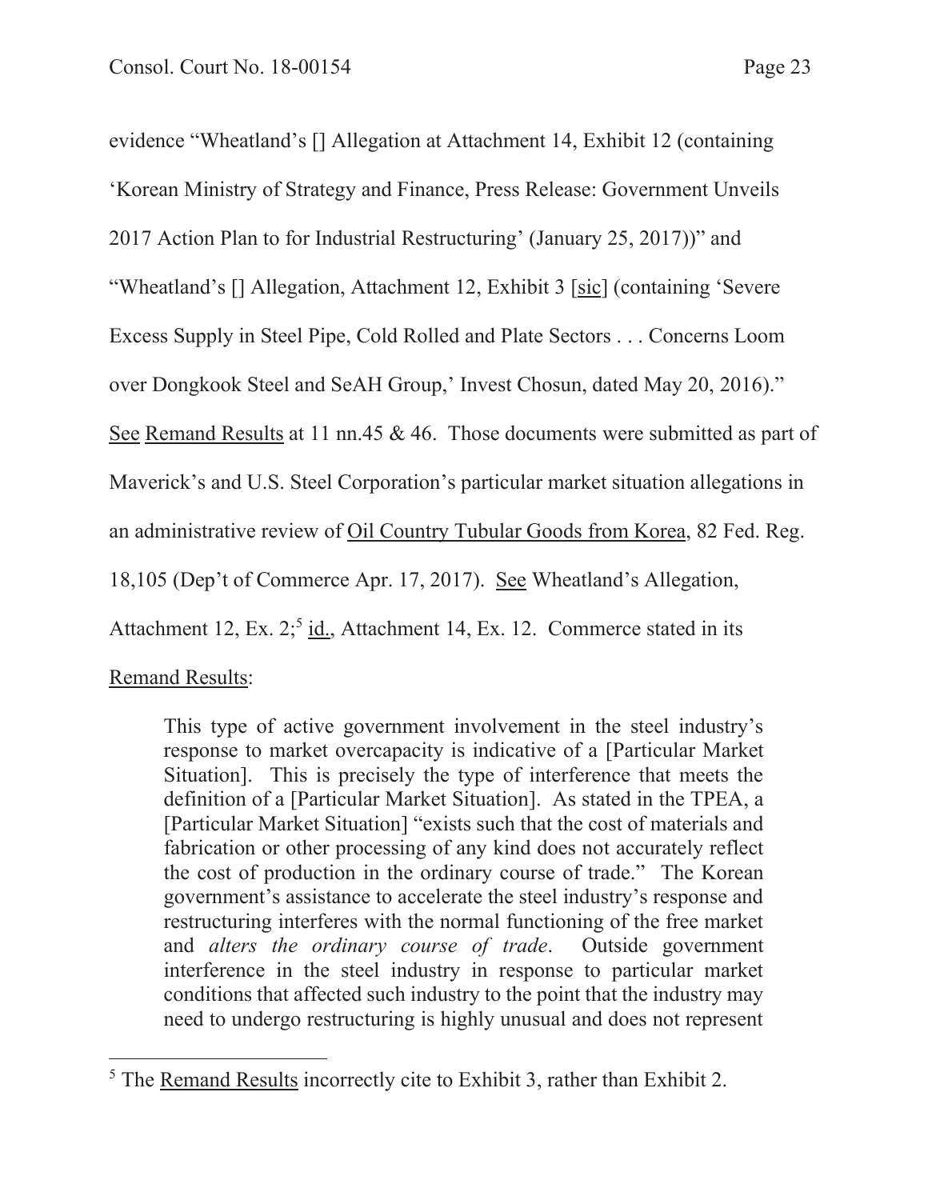evidence "Wheatland's [] Allegation at Attachment 14, Exhibit 12 (containing 'Korean Ministry of Strategy and Finance, Press Release: Government Unveils 2017 Action Plan to for Industrial Restructuring' (January 25, 2017))" and "Wheatland's [] Allegation, Attachment 12, Exhibit 3 [sic] (containing 'Severe Excess Supply in Steel Pipe, Cold Rolled and Plate Sectors . . . Concerns Loom over Dongkook Steel and SeAH Group,' Invest Chosun, dated May 20, 2016)." See Remand Results at 11 nn.45 & 46. Those documents were submitted as part of Maverick's and U.S. Steel Corporation's particular market situation allegations in an administrative review of Oil Country Tubular Goods from Korea, 82 Fed. Reg. 18,105 (Dep't of Commerce Apr. 17, 2017). See Wheatland's Allegation, Attachment 12, Ex. 2;[5] id., Attachment 14, Ex. 12. Commerce stated in its Remand Results:

> This type of active government involvement in the steel industry's response to market overcapacity is indicative of a [Particular Market Situation]. This is precisely the type of interference that meets the definition of a [Particular Market Situation]. As stated in the TPEA, a [Particular Market Situation] "exists such that the cost of materials and fabrication or other processing of any kind does not accurately reflect the cost of production in the ordinary course of trade." The Korean government's assistance to accelerate the steel industry's response and restructuring interferes with the normal functioning of the free market and *alters the ordinary course of trade*. Outside government interference in the steel industry in response to particular market conditions that affected such industry to the point that the industry may need to undergo restructuring is highly unusual and does not represent

[5] The Remand Results incorrectly cite to Exhibit 3, rather than Exhibit 2.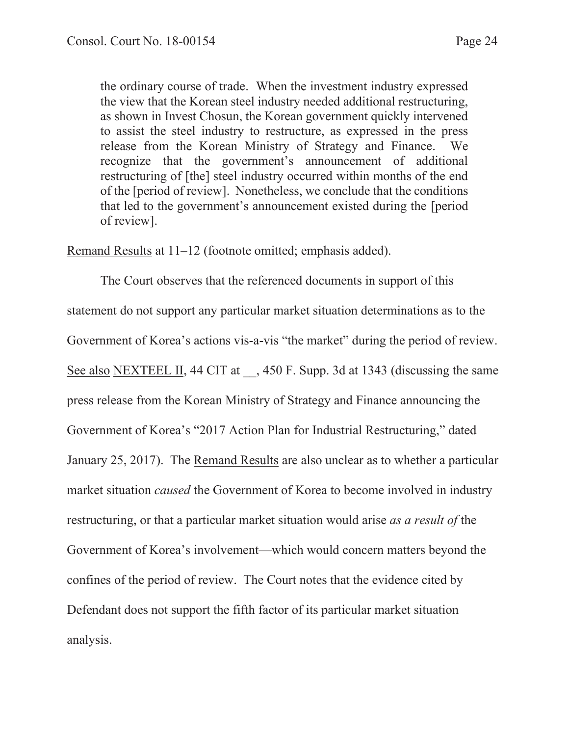> the ordinary course of trade. When the investment industry expressed the view that the Korean steel industry needed additional restructuring, as shown in Invest Chosun, the Korean government quickly intervened to assist the steel industry to restructure, as expressed in the press release from the Korean Ministry of Strategy and Finance. We recognize that the government's announcement of additional restructuring of [the] steel industry occurred within months of the end of the [period of review]. Nonetheless, we conclude that the conditions that led to the government's announcement existed during the [period of review].

Remand Results at 11–12 (footnote omitted; emphasis added).

The Court observes that the referenced documents in support of this statement do not support any particular market situation determinations as to the Government of Korea's actions vis-a-vis "the market" during the period of review. See also NEXTEEL II, 44 CIT at __, 450 F. Supp. 3d at 1343 (discussing the same press release from the Korean Ministry of Strategy and Finance announcing the Government of Korea's "2017 Action Plan for Industrial Restructuring," dated January 25, 2017). The Remand Results are also unclear as to whether a particular market situation *caused* the Government of Korea to become involved in industry restructuring, or that a particular market situation would arise *as a result of* the Government of Korea's involvement—which would concern matters beyond the confines of the period of review. The Court notes that the evidence cited by Defendant does not support the fifth factor of its particular market situation analysis.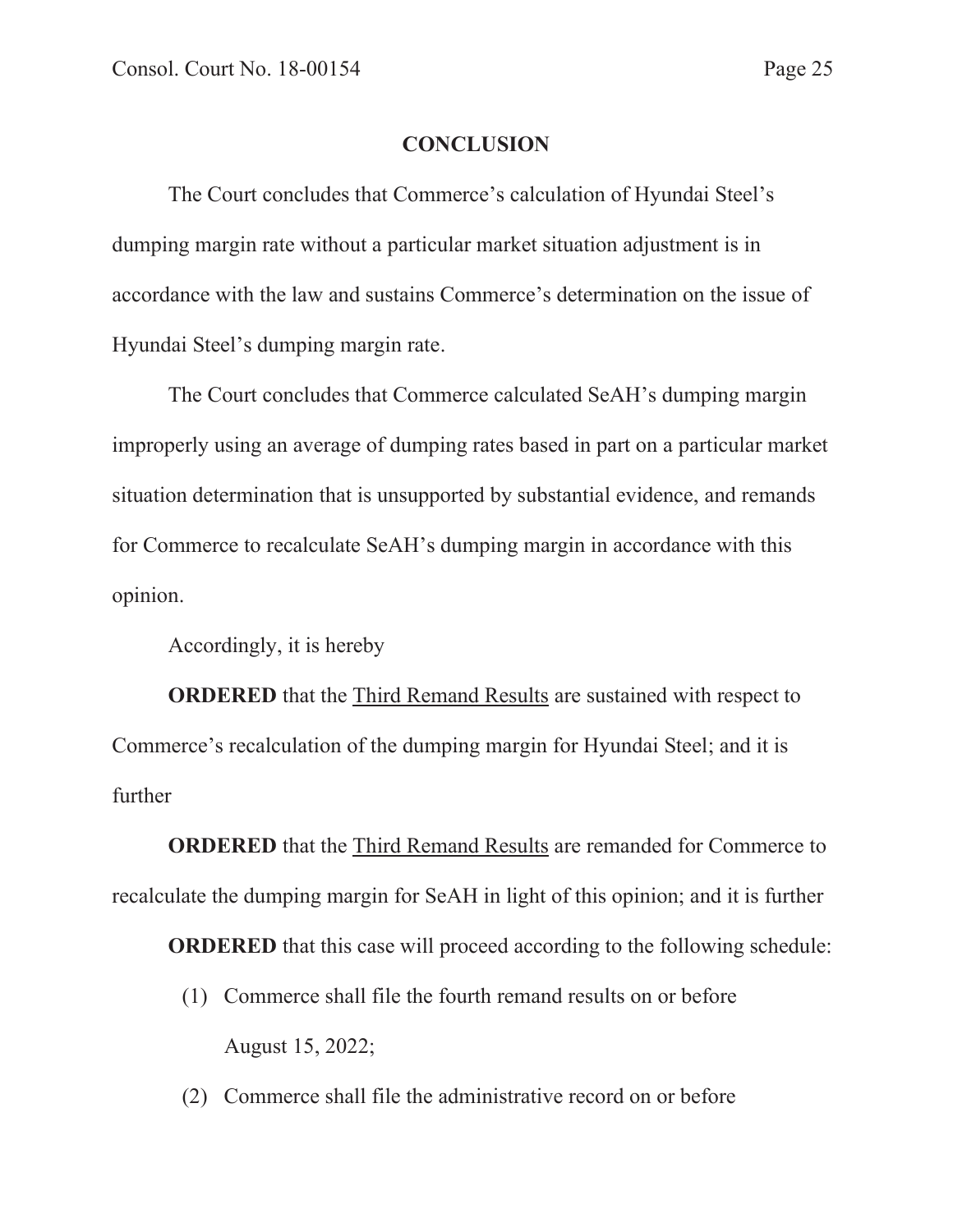## CONCLUSION

The Court concludes that Commerce's calculation of Hyundai Steel's dumping margin rate without a particular market situation adjustment is in accordance with the law and sustains Commerce's determination on the issue of Hyundai Steel's dumping margin rate.

The Court concludes that Commerce calculated SeAH's dumping margin improperly using an average of dumping rates based in part on a particular market situation determination that is unsupported by substantial evidence, and remands for Commerce to recalculate SeAH's dumping margin in accordance with this opinion.

Accordingly, it is hereby

**ORDERED** that the Third Remand Results are sustained with respect to Commerce's recalculation of the dumping margin for Hyundai Steel; and it is further

**ORDERED** that the Third Remand Results are remanded for Commerce to recalculate the dumping margin for SeAH in light of this opinion; and it is further

**ORDERED** that this case will proceed according to the following schedule:

(1) Commerce shall file the fourth remand results on or before August 15, 2022;

(2) Commerce shall file the administrative record on or before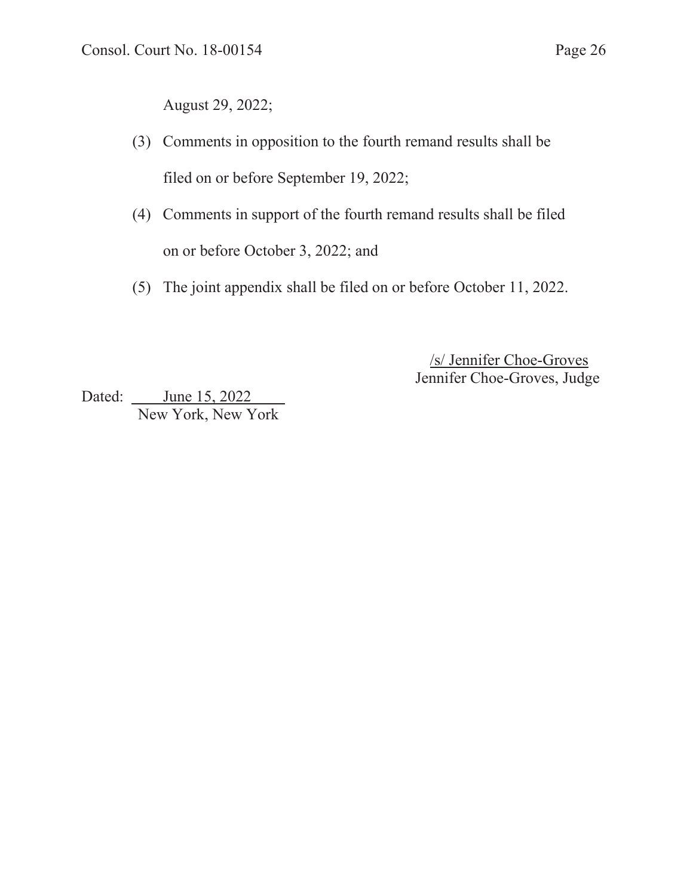August 29, 2022;

(3) Comments in opposition to the fourth remand results shall be filed on or before September 19, 2022;

(4) Comments in support of the fourth remand results shall be filed on or before October 3, 2022; and

(5) The joint appendix shall be filed on or before October 11, 2022.

/s/ Jennifer Choe-Groves
Jennifer Choe-Groves, Judge

Dated: June 15, 2022
New York, New York